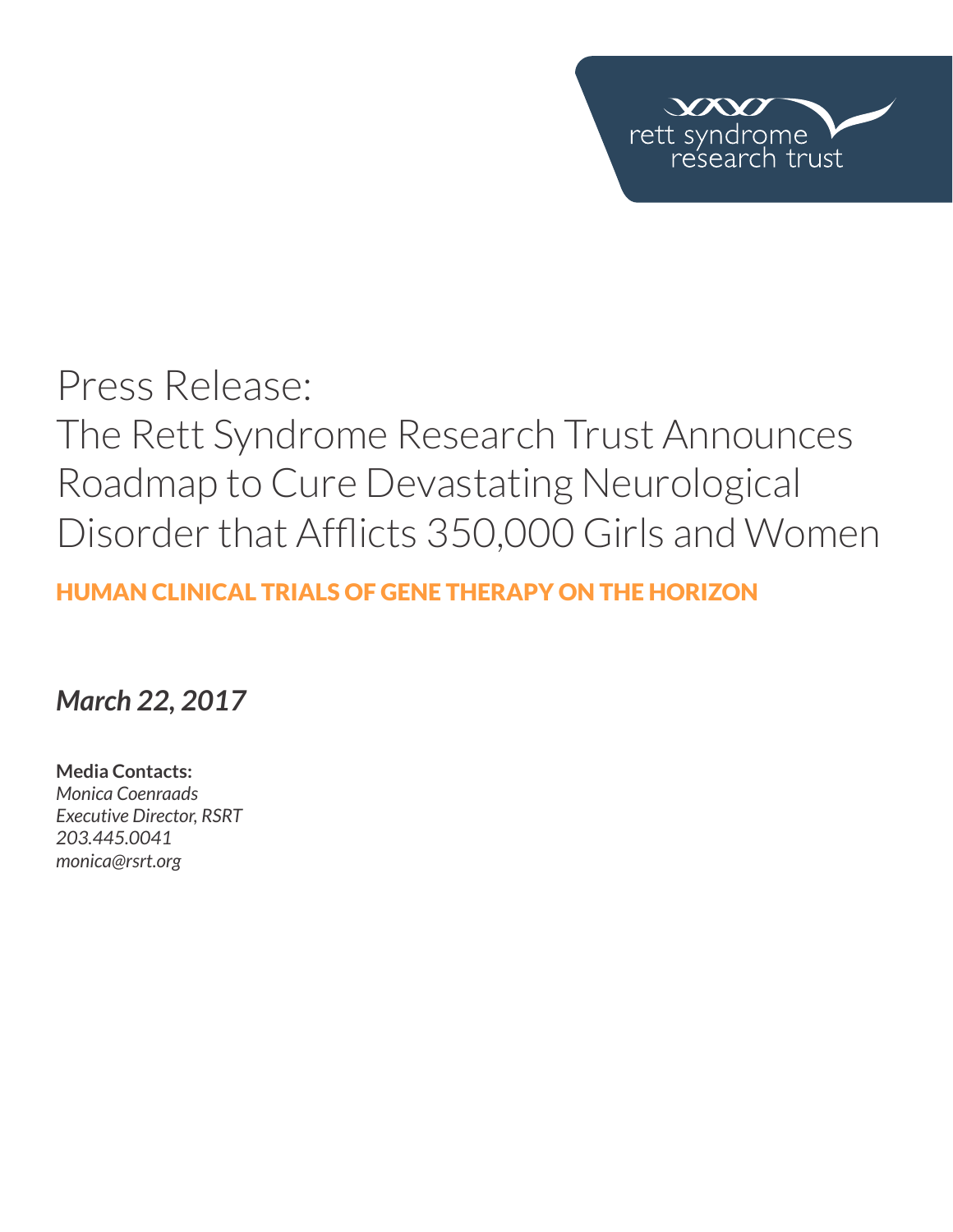rett syndrome research trust

# Press Release:
# The Rett Syndrome Research Trust Announces Roadmap to Cure Devastating Neurological Disorder that Afflicts 350,000 Girls and Women

## HUMAN CLINICAL TRIALS OF GENE THERAPY ON THE HORIZON

***March 22, 2017***

**Media Contacts:**
*Monica Coenraads*
*Executive Director, RSRT*
*203.445.0041*
*monica@rsrt.org*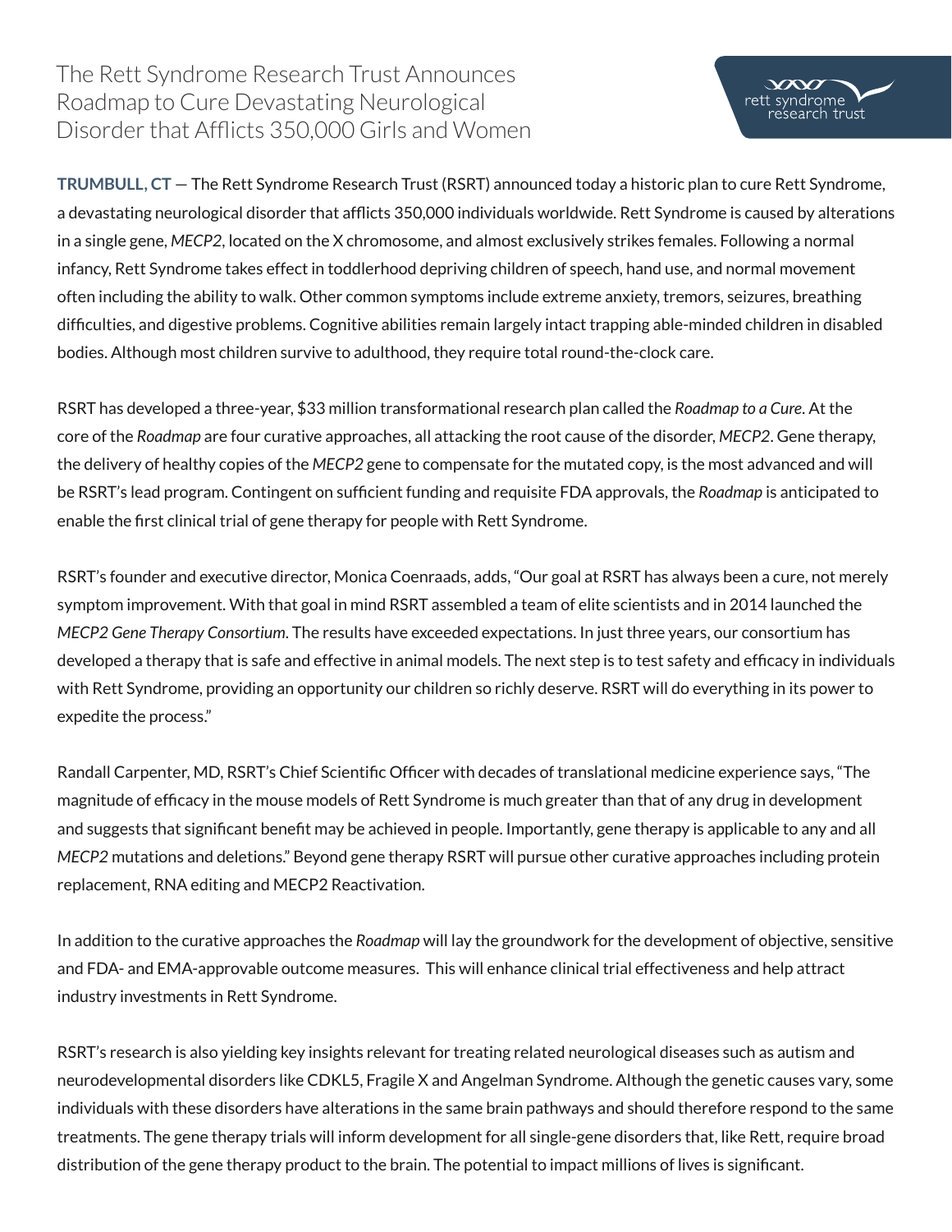# The Rett Syndrome Research Trust Announces Roadmap to Cure Devastating Neurological Disorder that Afflicts 350,000 Girls and Women

**TRUMBULL, CT** — The Rett Syndrome Research Trust (RSRT) announced today a historic plan to cure Rett Syndrome, a devastating neurological disorder that afflicts 350,000 individuals worldwide. Rett Syndrome is caused by alterations in a single gene, *MECP2*, located on the X chromosome, and almost exclusively strikes females. Following a normal infancy, Rett Syndrome takes effect in toddlerhood depriving children of speech, hand use, and normal movement often including the ability to walk. Other common symptoms include extreme anxiety, tremors, seizures, breathing difficulties, and digestive problems. Cognitive abilities remain largely intact trapping able-minded children in disabled bodies. Although most children survive to adulthood, they require total round-the-clock care.

RSRT has developed a three-year, $33 million transformational research plan called the *Roadmap to a Cure*. At the core of the *Roadmap* are four curative approaches, all attacking the root cause of the disorder, *MECP2*. Gene therapy, the delivery of healthy copies of the *MECP2* gene to compensate for the mutated copy, is the most advanced and will be RSRT's lead program. Contingent on sufficient funding and requisite FDA approvals, the *Roadmap* is anticipated to enable the first clinical trial of gene therapy for people with Rett Syndrome.

RSRT's founder and executive director, Monica Coenraads, adds, "Our goal at RSRT has always been a cure, not merely symptom improvement. With that goal in mind RSRT assembled a team of elite scientists and in 2014 launched the *MECP2 Gene Therapy Consortium*. The results have exceeded expectations. In just three years, our consortium has developed a therapy that is safe and effective in animal models. The next step is to test safety and efficacy in individuals with Rett Syndrome, providing an opportunity our children so richly deserve. RSRT will do everything in its power to expedite the process."

Randall Carpenter, MD, RSRT's Chief Scientific Officer with decades of translational medicine experience says, "The magnitude of efficacy in the mouse models of Rett Syndrome is much greater than that of any drug in development and suggests that significant benefit may be achieved in people. Importantly, gene therapy is applicable to any and all *MECP2* mutations and deletions." Beyond gene therapy RSRT will pursue other curative approaches including protein replacement, RNA editing and MECP2 Reactivation.

In addition to the curative approaches the *Roadmap* will lay the groundwork for the development of objective, sensitive and FDA- and EMA-approvable outcome measures. This will enhance clinical trial effectiveness and help attract industry investments in Rett Syndrome.

RSRT's research is also yielding key insights relevant for treating related neurological diseases such as autism and neurodevelopmental disorders like CDKL5, Fragile X and Angelman Syndrome. Although the genetic causes vary, some individuals with these disorders have alterations in the same brain pathways and should therefore respond to the same treatments. The gene therapy trials will inform development for all single-gene disorders that, like Rett, require broad distribution of the gene therapy product to the brain. The potential to impact millions of lives is significant.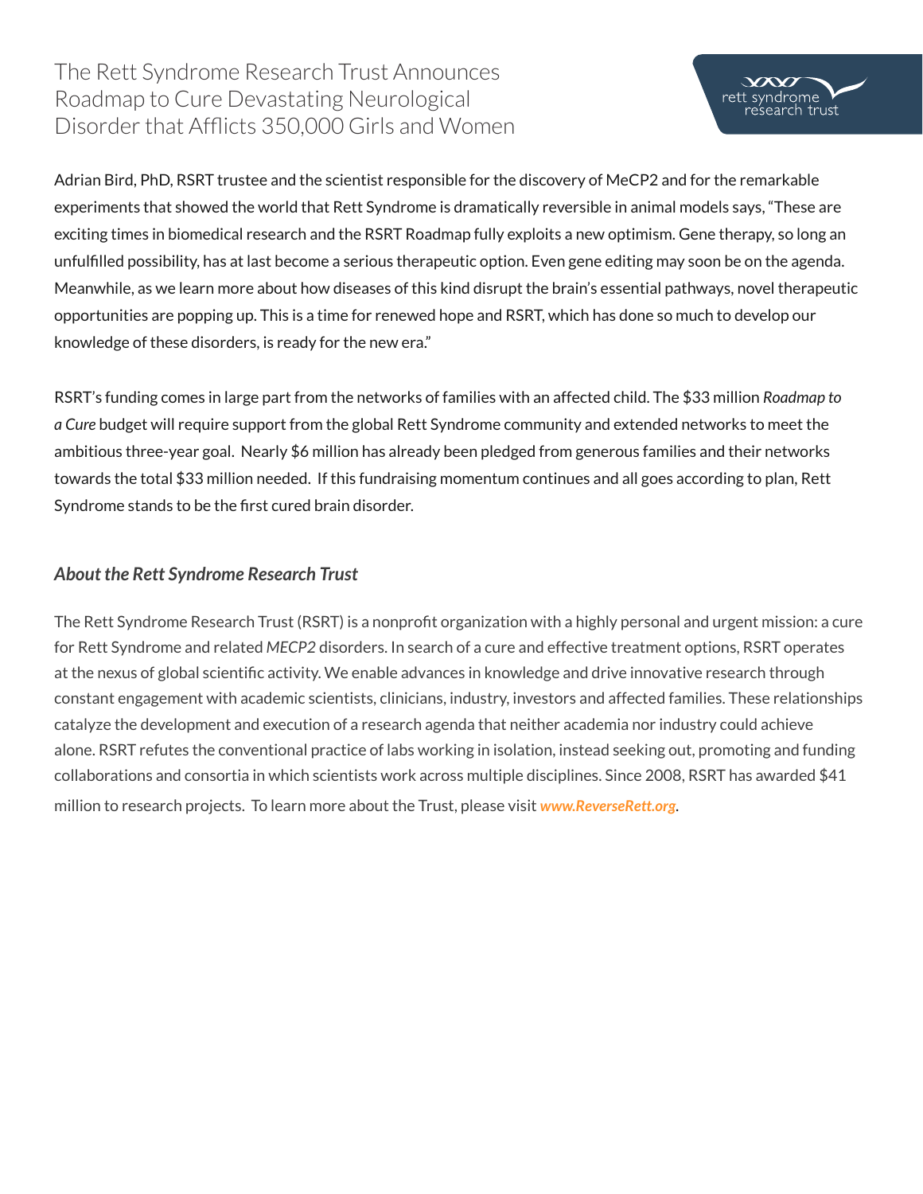# The Rett Syndrome Research Trust Announces Roadmap to Cure Devastating Neurological Disorder that Afflicts 350,000 Girls and Women

Adrian Bird, PhD, RSRT trustee and the scientist responsible for the discovery of MeCP2 and for the remarkable experiments that showed the world that Rett Syndrome is dramatically reversible in animal models says, "These are exciting times in biomedical research and the RSRT Roadmap fully exploits a new optimism. Gene therapy, so long an unfulfilled possibility, has at last become a serious therapeutic option. Even gene editing may soon be on the agenda. Meanwhile, as we learn more about how diseases of this kind disrupt the brain's essential pathways, novel therapeutic opportunities are popping up. This is a time for renewed hope and RSRT, which has done so much to develop our knowledge of these disorders, is ready for the new era."

RSRT's funding comes in large part from the networks of families with an affected child. The $33 million *Roadmap to a Cure* budget will require support from the global Rett Syndrome community and extended networks to meet the ambitious three-year goal. Nearly $6 million has already been pledged from generous families and their networks towards the total $33 million needed. If this fundraising momentum continues and all goes according to plan, Rett Syndrome stands to be the first cured brain disorder.

### *About the Rett Syndrome Research Trust*

The Rett Syndrome Research Trust (RSRT) is a nonprofit organization with a highly personal and urgent mission: a cure for Rett Syndrome and related *MECP2* disorders. In search of a cure and effective treatment options, RSRT operates at the nexus of global scientific activity. We enable advances in knowledge and drive innovative research through constant engagement with academic scientists, clinicians, industry, investors and affected families. These relationships catalyze the development and execution of a research agenda that neither academia nor industry could achieve alone. RSRT refutes the conventional practice of labs working in isolation, instead seeking out, promoting and funding collaborations and consortia in which scientists work across multiple disciplines. Since 2008, RSRT has awarded $41 million to research projects. To learn more about the Trust, please visit ***www.ReverseRett.org***.